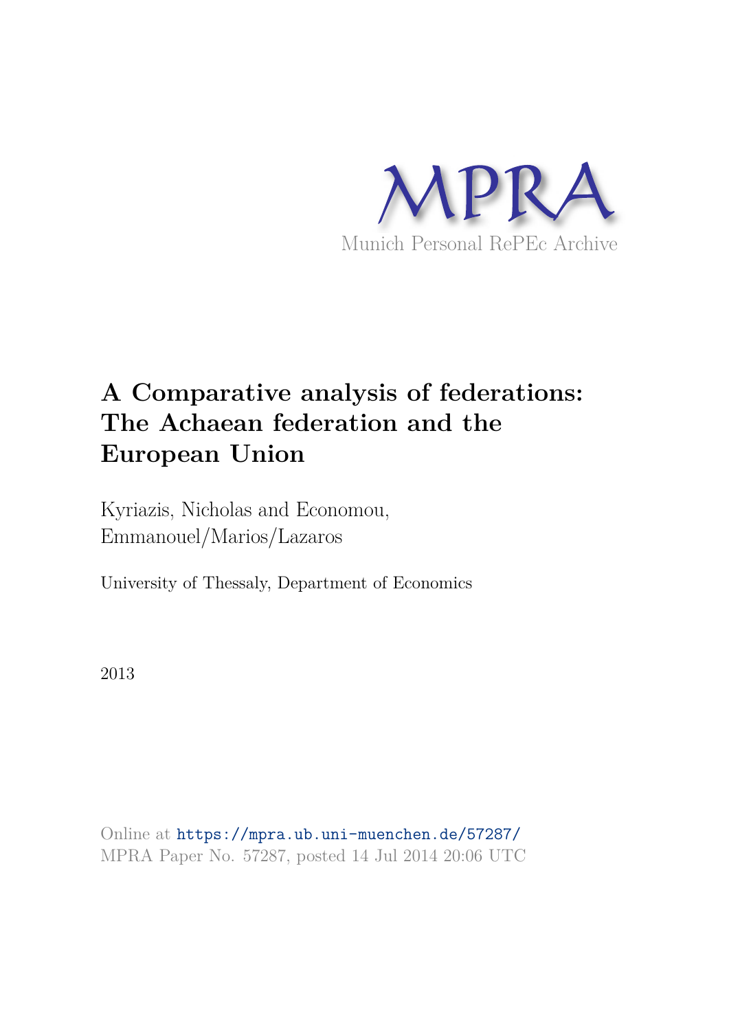MPRA

Munich Personal RePEc Archive

# A Comparative analysis of federations: The Achaean federation and the European Union

Kyriazis, Nicholas and Economou, Emmanouel/Marios/Lazaros

University of Thessaly, Department of Economics

2013

Online at https://mpra.ub.uni-muenchen.de/57287/
MPRA Paper No. 57287, posted 14 Jul 2014 20:06 UTC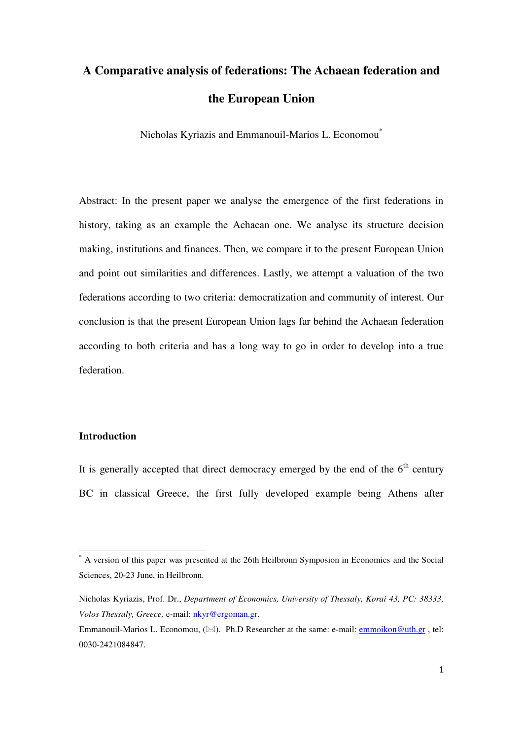# A Comparative analysis of federations: The Achaean federation and the European Union

Nicholas Kyriazis and Emmanouil-Marios L. Economou[*]

Abstract: In the present paper we analyse the emergence of the first federations in history, taking as an example the Achaean one. We analyse its structure decision making, institutions and finances. Then, we compare it to the present European Union and point out similarities and differences. Lastly, we attempt a valuation of the two federations according to two criteria: democratization and community of interest. Our conclusion is that the present European Union lags far behind the Achaean federation according to both criteria and has a long way to go in order to develop into a true federation.

## Introduction

It is generally accepted that direct democracy emerged by the end of the 6th century BC in classical Greece, the first fully developed example being Athens after

---

[*] A version of this paper was presented at the 26th Heilbronn Symposion in Economics and the Social Sciences, 20-23 June, in Heilbronn.

Nicholas Kyriazis, Prof. Dr., *Department of Economics, University of Thessaly, Korai 43, PC: 38333, Volos Thessaly, Greece,* e-mail: nkyr@ergoman.gr.

Emmanouil-Marios L. Economou, (✉). Ph.D Researcher at the same: e-mail: emmoikon@uth.gr , tel: 0030-2421084847.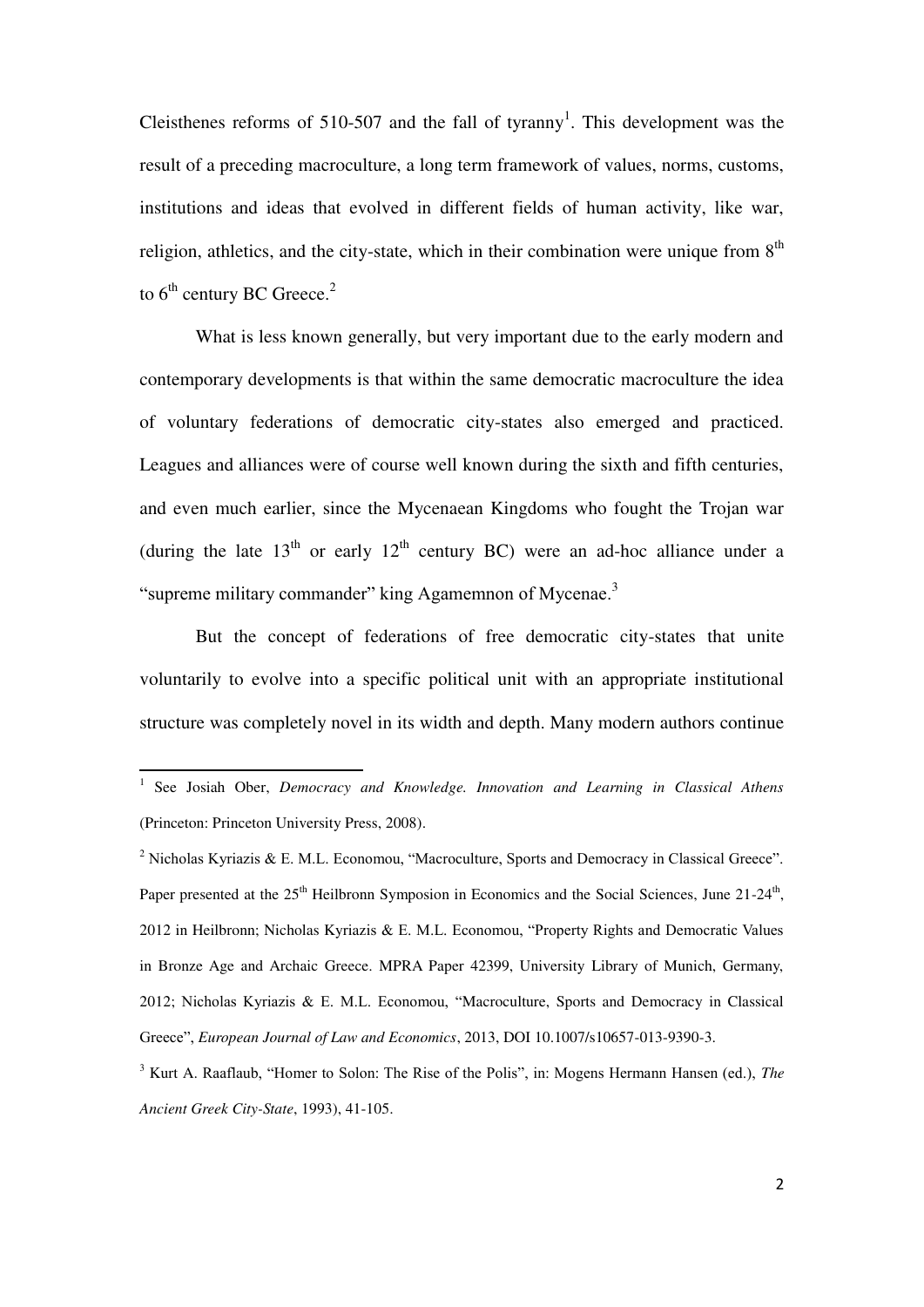Cleisthenes reforms of 510-507 and the fall of tyranny[1]. This development was the result of a preceding macroculture, a long term framework of values, norms, customs, institutions and ideas that evolved in different fields of human activity, like war, religion, athletics, and the city-state, which in their combination were unique from 8th to 6th century BC Greece.[2]

What is less known generally, but very important due to the early modern and contemporary developments is that within the same democratic macroculture the idea of voluntary federations of democratic city-states also emerged and practiced. Leagues and alliances were of course well known during the sixth and fifth centuries, and even much earlier, since the Mycenaean Kingdoms who fought the Trojan war (during the late 13th or early 12th century BC) were an ad-hoc alliance under a "supreme military commander" king Agamemnon of Mycenae.[3]

But the concept of federations of free democratic city-states that unite voluntarily to evolve into a specific political unit with an appropriate institutional structure was completely novel in its width and depth. Many modern authors continue

---

[1] See Josiah Ober, *Democracy and Knowledge. Innovation and Learning in Classical Athens* (Princeton: Princeton University Press, 2008).

[2] Nicholas Kyriazis & E. M.L. Economou, "Macroculture, Sports and Democracy in Classical Greece". Paper presented at the 25th Heilbronn Symposion in Economics and the Social Sciences, June 21-24th, 2012 in Heilbronn; Nicholas Kyriazis & E. M.L. Economou, "Property Rights and Democratic Values in Bronze Age and Archaic Greece. MPRA Paper 42399, University Library of Munich, Germany, 2012; Nicholas Kyriazis & E. M.L. Economou, "Macroculture, Sports and Democracy in Classical Greece", *European Journal of Law and Economics*, 2013, DOI 10.1007/s10657-013-9390-3.

[3] Kurt A. Raaflaub, "Homer to Solon: The Rise of the Polis", in: Mogens Hermann Hansen (ed.), *The Ancient Greek City-State*, 1993), 41-105.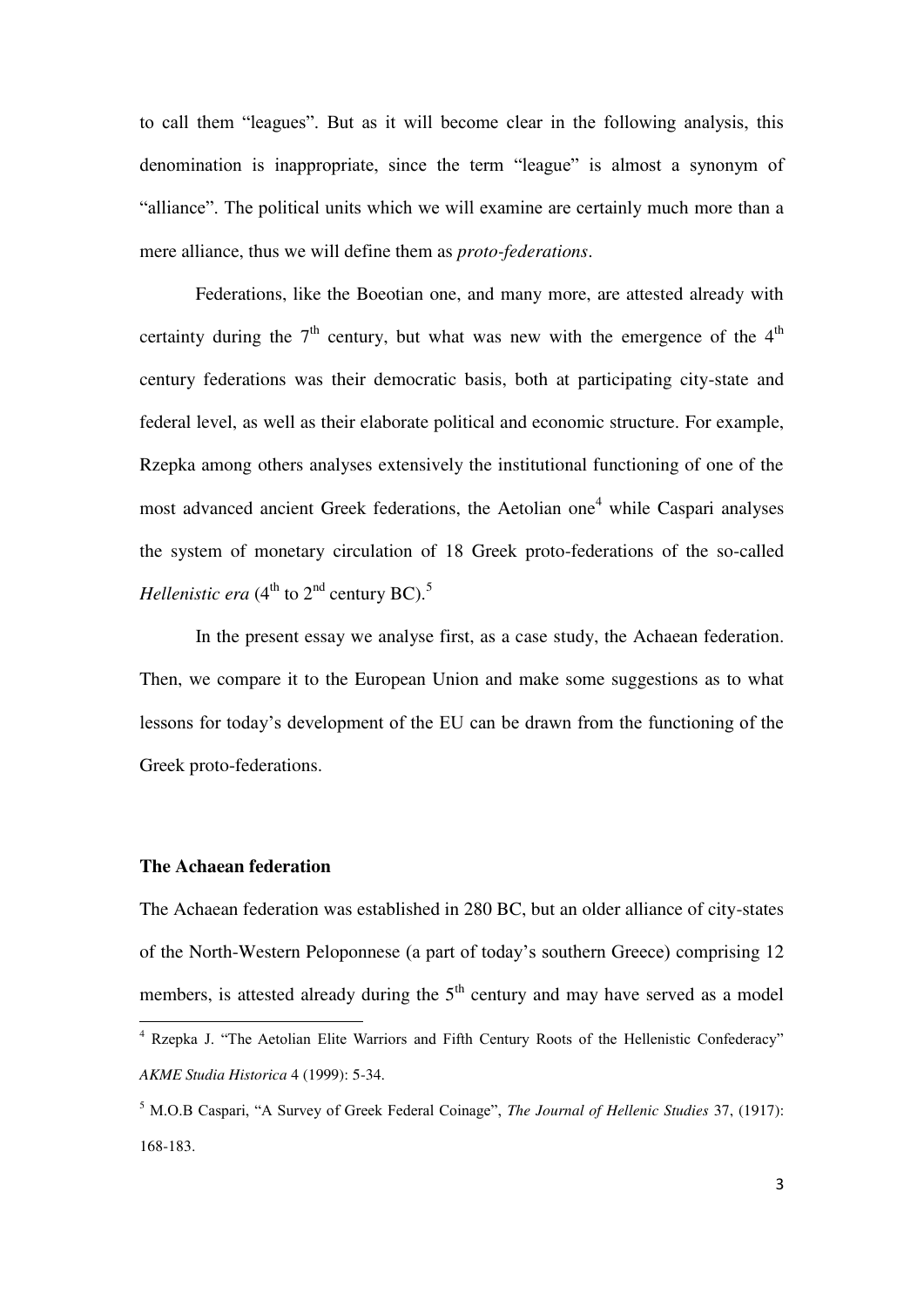to call them "leagues". But as it will become clear in the following analysis, this denomination is inappropriate, since the term "league" is almost a synonym of "alliance". The political units which we will examine are certainly much more than a mere alliance, thus we will define them as *proto-federations*.

Federations, like the Boeotian one, and many more, are attested already with certainty during the 7th century, but what was new with the emergence of the 4th century federations was their democratic basis, both at participating city-state and federal level, as well as their elaborate political and economic structure. For example, Rzepka among others analyses extensively the institutional functioning of one of the most advanced ancient Greek federations, the Aetolian one[4] while Caspari analyses the system of monetary circulation of 18 Greek proto-federations of the so-called *Hellenistic era* (4th to 2nd century BC).[5]

In the present essay we analyse first, as a case study, the Achaean federation. Then, we compare it to the European Union and make some suggestions as to what lessons for today's development of the EU can be drawn from the functioning of the Greek proto-federations.

**The Achaean federation**

The Achaean federation was established in 280 BC, but an older alliance of city-states of the North-Western Peloponnese (a part of today's southern Greece) comprising 12 members, is attested already during the 5th century and may have served as a model

[4] Rzepka J. "The Aetolian Elite Warriors and Fifth Century Roots of the Hellenistic Confederacy" *AKME Studia Historica* 4 (1999): 5-34.

[5] M.O.B Caspari, "A Survey of Greek Federal Coinage", *The Journal of Hellenic Studies* 37, (1917): 168-183.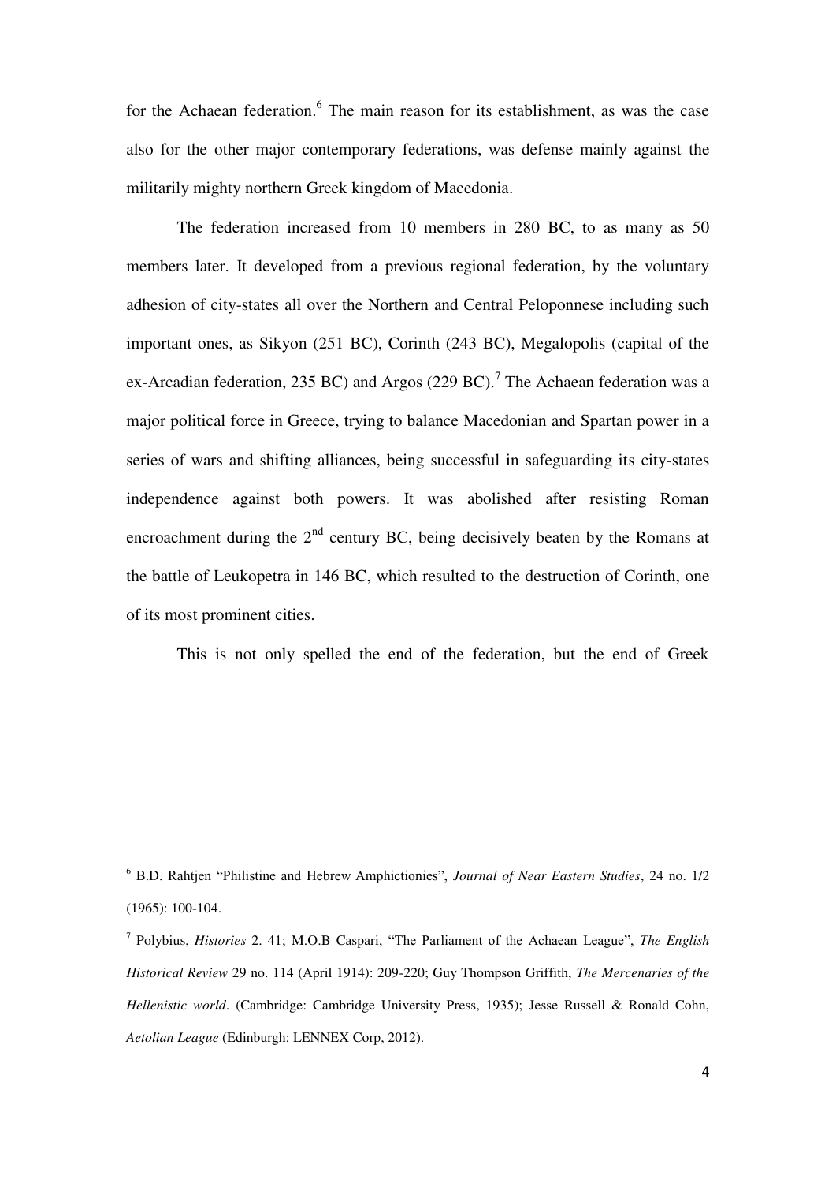for the Achaean federation.[6] The main reason for its establishment, as was the case also for the other major contemporary federations, was defense mainly against the militarily mighty northern Greek kingdom of Macedonia.

The federation increased from 10 members in 280 BC, to as many as 50 members later. It developed from a previous regional federation, by the voluntary adhesion of city-states all over the Northern and Central Peloponnese including such important ones, as Sikyon (251 BC), Corinth (243 BC), Megalopolis (capital of the ex-Arcadian federation, 235 BC) and Argos (229 BC).[7] The Achaean federation was a major political force in Greece, trying to balance Macedonian and Spartan power in a series of wars and shifting alliances, being successful in safeguarding its city-states independence against both powers. It was abolished after resisting Roman encroachment during the 2nd century BC, being decisively beaten by the Romans at the battle of Leukopetra in 146 BC, which resulted to the destruction of Corinth, one of its most prominent cities.

This is not only spelled the end of the federation, but the end of Greek

---

[6] B.D. Rahtjen "Philistine and Hebrew Amphictionies", *Journal of Near Eastern Studies*, 24 no. 1/2 (1965): 100-104.

[7] Polybius, *Histories* 2. 41; M.O.B Caspari, "The Parliament of the Achaean League", *The English Historical Review* 29 no. 114 (April 1914): 209-220; Guy Thompson Griffith, *The Mercenaries of the Hellenistic world*. (Cambridge: Cambridge University Press, 1935); Jesse Russell & Ronald Cohn, *Aetolian League* (Edinburgh: LENNEX Corp, 2012).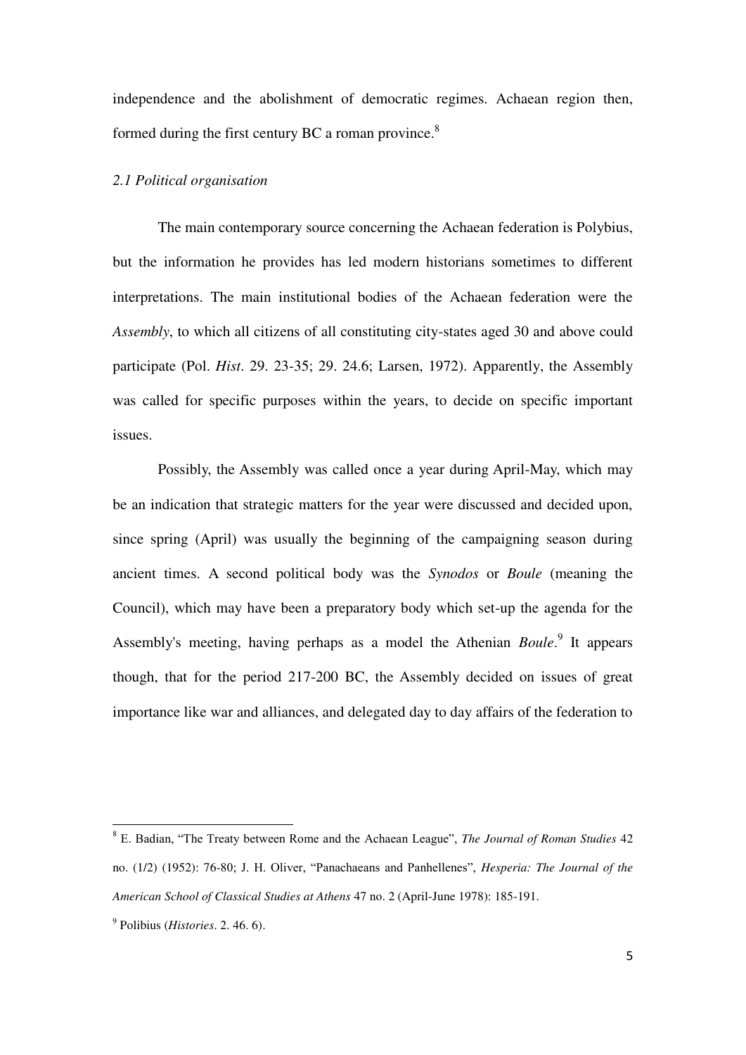independence and the abolishment of democratic regimes. Achaean region then, formed during the first century BC a roman province.[8]

### *2.1 Political organisation*

The main contemporary source concerning the Achaean federation is Polybius, but the information he provides has led modern historians sometimes to different interpretations. The main institutional bodies of the Achaean federation were the *Assembly*, to which all citizens of all constituting city-states aged 30 and above could participate (Pol. *Hist*. 29. 23-35; 29. 24.6; Larsen, 1972). Apparently, the Assembly was called for specific purposes within the years, to decide on specific important issues.

Possibly, the Assembly was called once a year during April-May, which may be an indication that strategic matters for the year were discussed and decided upon, since spring (April) was usually the beginning of the campaigning season during ancient times. A second political body was the *Synodos* or *Boule* (meaning the Council), which may have been a preparatory body which set-up the agenda for the Assembly's meeting, having perhaps as a model the Athenian *Boule*.[9] It appears though, that for the period 217-200 BC, the Assembly decided on issues of great importance like war and alliances, and delegated day to day affairs of the federation to

---

[8] E. Badian, "The Treaty between Rome and the Achaean League", *The Journal of Roman Studies* 42 no. (1/2) (1952): 76-80; J. H. Oliver, "Panachaeans and Panhellenes", *Hesperia: The Journal of the American School of Classical Studies at Athens* 47 no. 2 (April-June 1978): 185-191.

[9] Polibius (*Histories*. 2. 46. 6).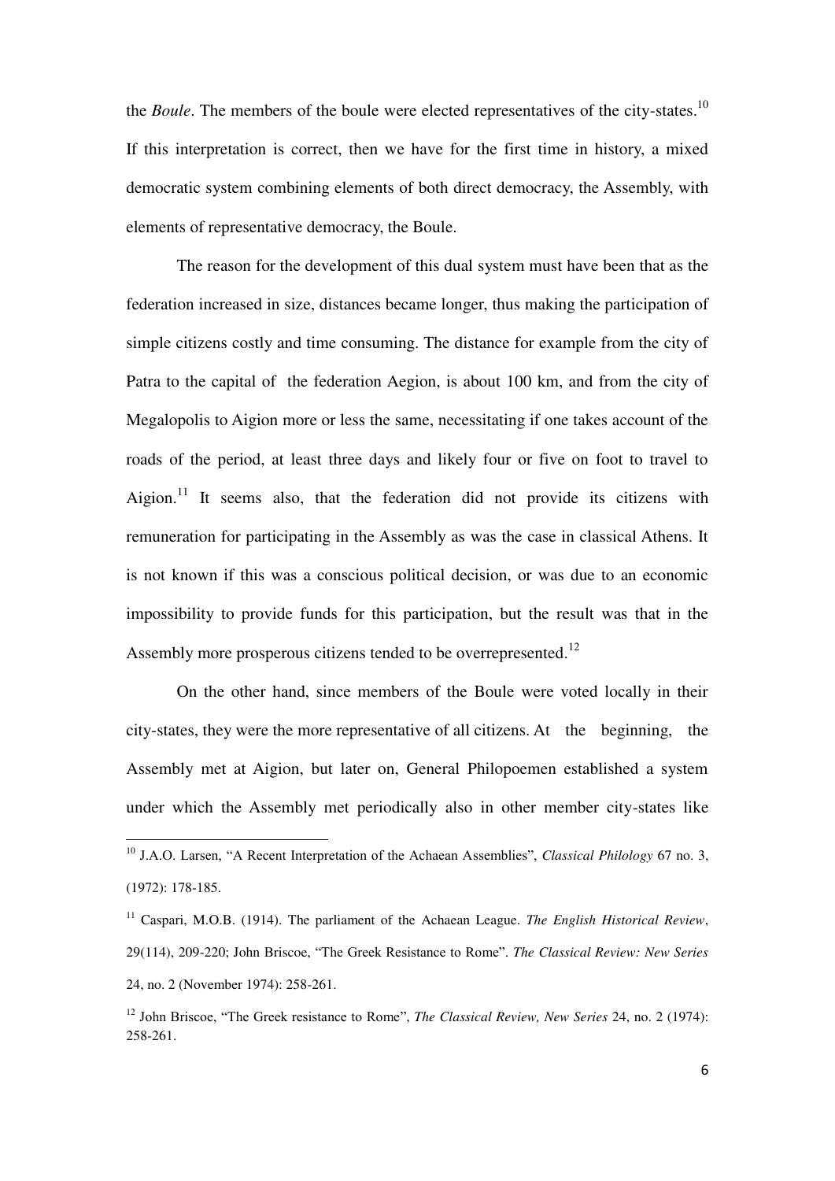the *Boule*. The members of the boule were elected representatives of the city-states.[10] If this interpretation is correct, then we have for the first time in history, a mixed democratic system combining elements of both direct democracy, the Assembly, with elements of representative democracy, the Boule.

The reason for the development of this dual system must have been that as the federation increased in size, distances became longer, thus making the participation of simple citizens costly and time consuming. The distance for example from the city of Patra to the capital of the federation Aegion, is about 100 km, and from the city of Megalopolis to Aigion more or less the same, necessitating if one takes account of the roads of the period, at least three days and likely four or five on foot to travel to Aigion.[11] It seems also, that the federation did not provide its citizens with remuneration for participating in the Assembly as was the case in classical Athens. It is not known if this was a conscious political decision, or was due to an economic impossibility to provide funds for this participation, but the result was that in the Assembly more prosperous citizens tended to be overrepresented.[12]

On the other hand, since members of the Boule were voted locally in their city-states, they were the more representative of all citizens. At the beginning, the Assembly met at Aigion, but later on, General Philopoemen established a system under which the Assembly met periodically also in other member city-states like

---

[10] J.A.O. Larsen, "A Recent Interpretation of the Achaean Assemblies", *Classical Philology* 67 no. 3, (1972): 178-185.

[11] Caspari, M.O.B. (1914). The parliament of the Achaean League. *The English Historical Review*, 29(114), 209-220; John Briscoe, "The Greek Resistance to Rome". *The Classical Review: New Series* 24, no. 2 (November 1974): 258-261.

[12] John Briscoe, "The Greek resistance to Rome", *The Classical Review, New Series* 24, no. 2 (1974): 258-261.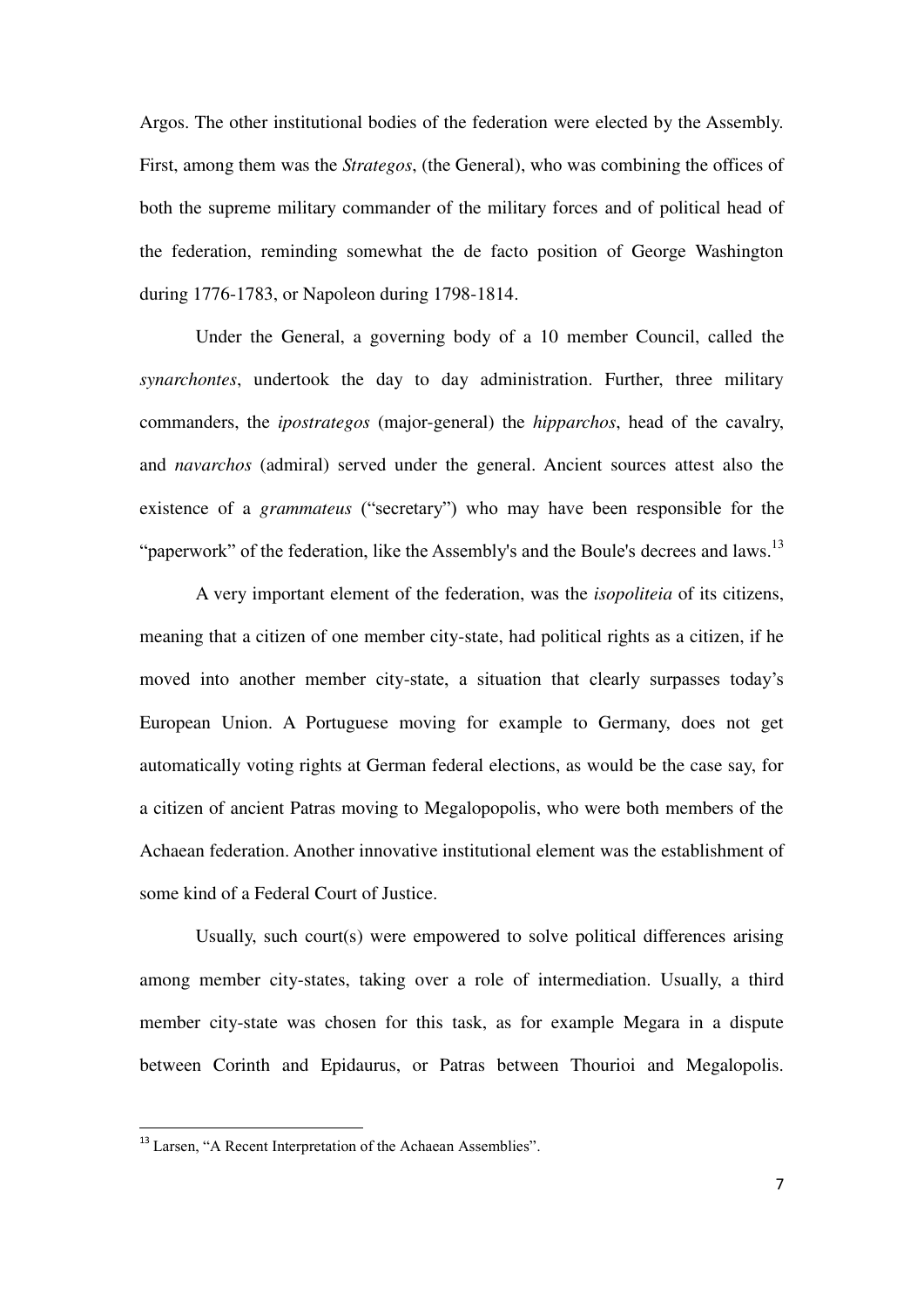Argos. The other institutional bodies of the federation were elected by the Assembly. First, among them was the *Strategos*, (the General), who was combining the offices of both the supreme military commander of the military forces and of political head of the federation, reminding somewhat the de facto position of George Washington during 1776-1783, or Napoleon during 1798-1814.

Under the General, a governing body of a 10 member Council, called the *synarchontes*, undertook the day to day administration. Further, three military commanders, the *ipostrategos* (major-general) the *hipparchos*, head of the cavalry, and *navarchos* (admiral) served under the general. Ancient sources attest also the existence of a *grammateus* ("secretary") who may have been responsible for the "paperwork" of the federation, like the Assembly's and the Boule's decrees and laws.[13]

A very important element of the federation, was the *isopoliteia* of its citizens, meaning that a citizen of one member city-state, had political rights as a citizen, if he moved into another member city-state, a situation that clearly surpasses today's European Union. A Portuguese moving for example to Germany, does not get automatically voting rights at German federal elections, as would be the case say, for a citizen of ancient Patras moving to Megalopopolis, who were both members of the Achaean federation. Another innovative institutional element was the establishment of some kind of a Federal Court of Justice.

Usually, such court(s) were empowered to solve political differences arising among member city-states, taking over a role of intermediation. Usually, a third member city-state was chosen for this task, as for example Megara in a dispute between Corinth and Epidaurus, or Patras between Thourioi and Megalopolis.

---

[13] Larsen, "A Recent Interpretation of the Achaean Assemblies".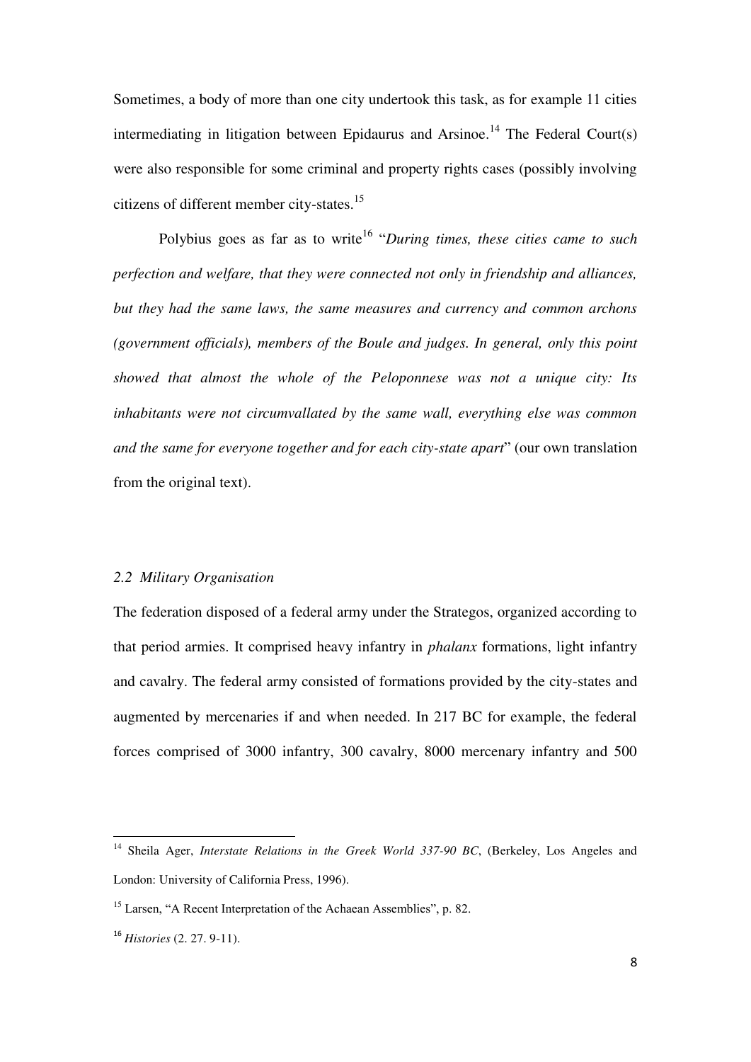Sometimes, a body of more than one city undertook this task, as for example 11 cities intermediating in litigation between Epidaurus and Arsinoe.[14] The Federal Court(s) were also responsible for some criminal and property rights cases (possibly involving citizens of different member city-states.[15]

Polybius goes as far as to write[16] "*During times, these cities came to such perfection and welfare, that they were connected not only in friendship and alliances, but they had the same laws, the same measures and currency and common archons (government officials), members of the Boule and judges. In general, only this point showed that almost the whole of the Peloponnese was not a unique city: Its inhabitants were not circumvallated by the same wall, everything else was common and the same for everyone together and for each city-state apart*" (our own translation from the original text).

### *2.2 Military Organisation*

The federation disposed of a federal army under the Strategos, organized according to that period armies. It comprised heavy infantry in *phalanx* formations, light infantry and cavalry. The federal army consisted of formations provided by the city-states and augmented by mercenaries if and when needed. In 217 BC for example, the federal forces comprised of 3000 infantry, 300 cavalry, 8000 mercenary infantry and 500

---

[14] Sheila Ager, *Interstate Relations in the Greek World 337-90 BC*, (Berkeley, Los Angeles and London: University of California Press, 1996).

[15] Larsen, "A Recent Interpretation of the Achaean Assemblies", p. 82.

[16] *Histories* (2. 27. 9-11).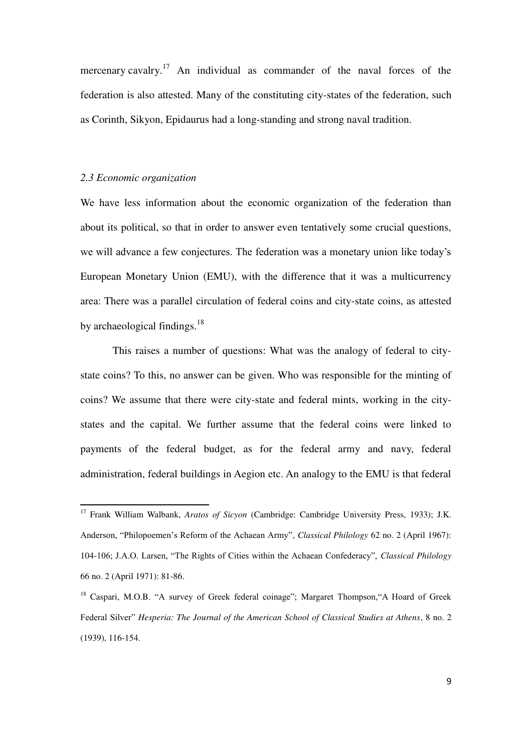mercenary cavalry.[17] An individual as commander of the naval forces of the federation is also attested. Many of the constituting city-states of the federation, such as Corinth, Sikyon, Epidaurus had a long-standing and strong naval tradition.

### *2.3 Economic organization*

We have less information about the economic organization of the federation than about its political, so that in order to answer even tentatively some crucial questions, we will advance a few conjectures. The federation was a monetary union like today's European Monetary Union (EMU), with the difference that it was a multicurrency area: There was a parallel circulation of federal coins and city-state coins, as attested by archaeological findings.[18]

This raises a number of questions: What was the analogy of federal to city-state coins? To this, no answer can be given. Who was responsible for the minting of coins? We assume that there were city-state and federal mints, working in the city-states and the capital. We further assume that the federal coins were linked to payments of the federal budget, as for the federal army and navy, federal administration, federal buildings in Aegion etc. An analogy to the EMU is that federal

---

[17] Frank William Walbank, *Aratos of Sicyon* (Cambridge: Cambridge University Press, 1933); J.K. Anderson, "Philopoemen's Reform of the Achaean Army", *Classical Philology* 62 no. 2 (April 1967): 104-106; J.A.O. Larsen, "The Rights of Cities within the Achaean Confederacy", *Classical Philology* 66 no. 2 (April 1971): 81-86.

[18] Caspari, M.O.B. "A survey of Greek federal coinage"; Margaret Thompson,"A Hoard of Greek Federal Silver" *Hesperia: The Journal of the American School of Classical Studies at Athens*, 8 no. 2 (1939), 116-154.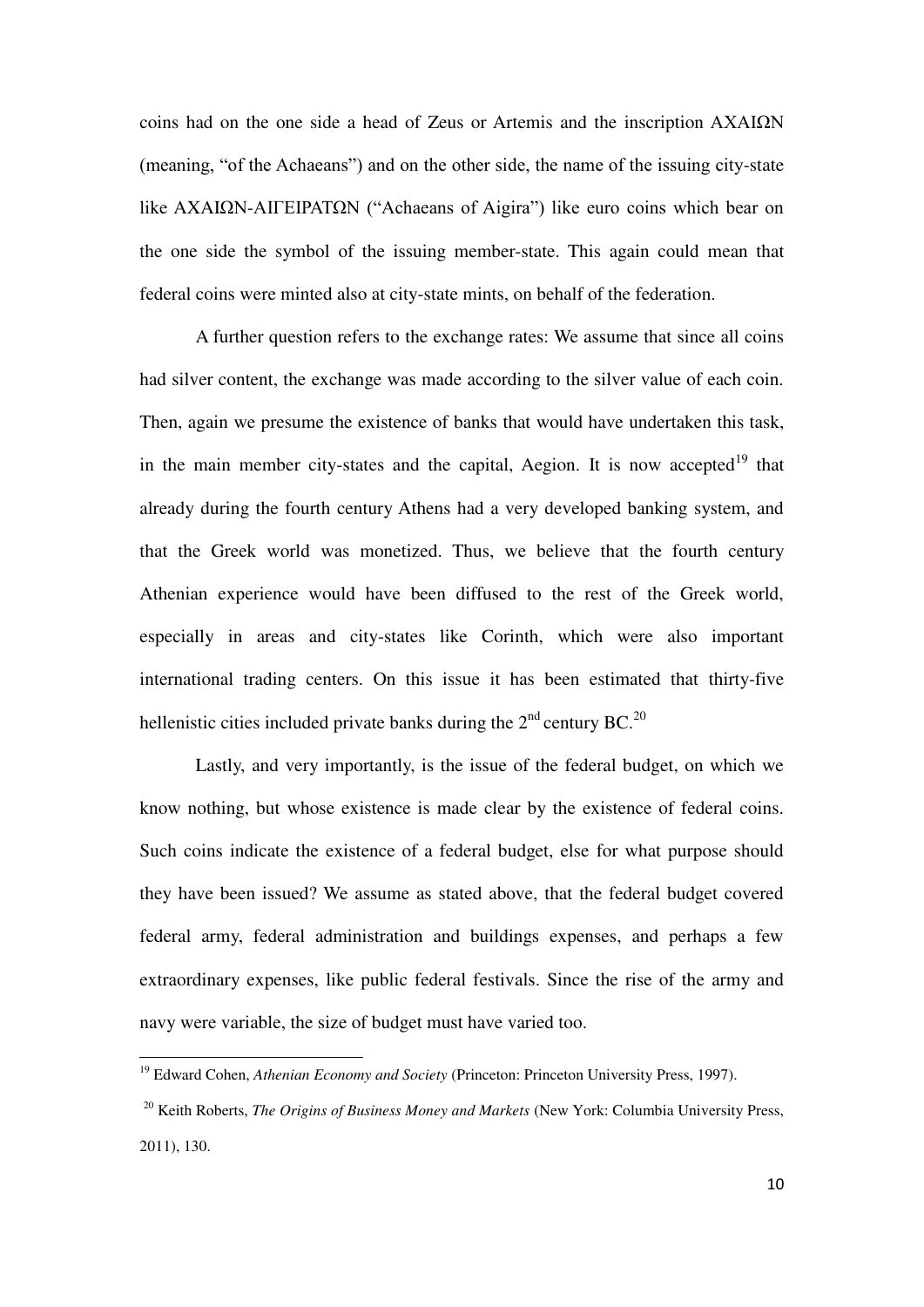coins had on the one side a head of Zeus or Artemis and the inscription ΑΧΑΙΩΝ (meaning, "of the Achaeans") and on the other side, the name of the issuing city-state like ΑΧΑΙΩΝ-ΑΙΓΕΙΡΑΤΩΝ ("Achaeans of Aigira") like euro coins which bear on the one side the symbol of the issuing member-state. This again could mean that federal coins were minted also at city-state mints, on behalf of the federation.

A further question refers to the exchange rates: We assume that since all coins had silver content, the exchange was made according to the silver value of each coin. Then, again we presume the existence of banks that would have undertaken this task, in the main member city-states and the capital, Aegion. It is now accepted[19] that already during the fourth century Athens had a very developed banking system, and that the Greek world was monetized. Thus, we believe that the fourth century Athenian experience would have been diffused to the rest of the Greek world, especially in areas and city-states like Corinth, which were also important international trading centers. On this issue it has been estimated that thirty-five hellenistic cities included private banks during the 2nd century BC.[20]

Lastly, and very importantly, is the issue of the federal budget, on which we know nothing, but whose existence is made clear by the existence of federal coins. Such coins indicate the existence of a federal budget, else for what purpose should they have been issued? We assume as stated above, that the federal budget covered federal army, federal administration and buildings expenses, and perhaps a few extraordinary expenses, like public federal festivals. Since the rise of the army and navy were variable, the size of budget must have varied too.

---

[19] Edward Cohen, *Athenian Economy and Society* (Princeton: Princeton University Press, 1997).

[20] Keith Roberts, *The Origins of Business Money and Markets* (New York: Columbia University Press, 2011), 130.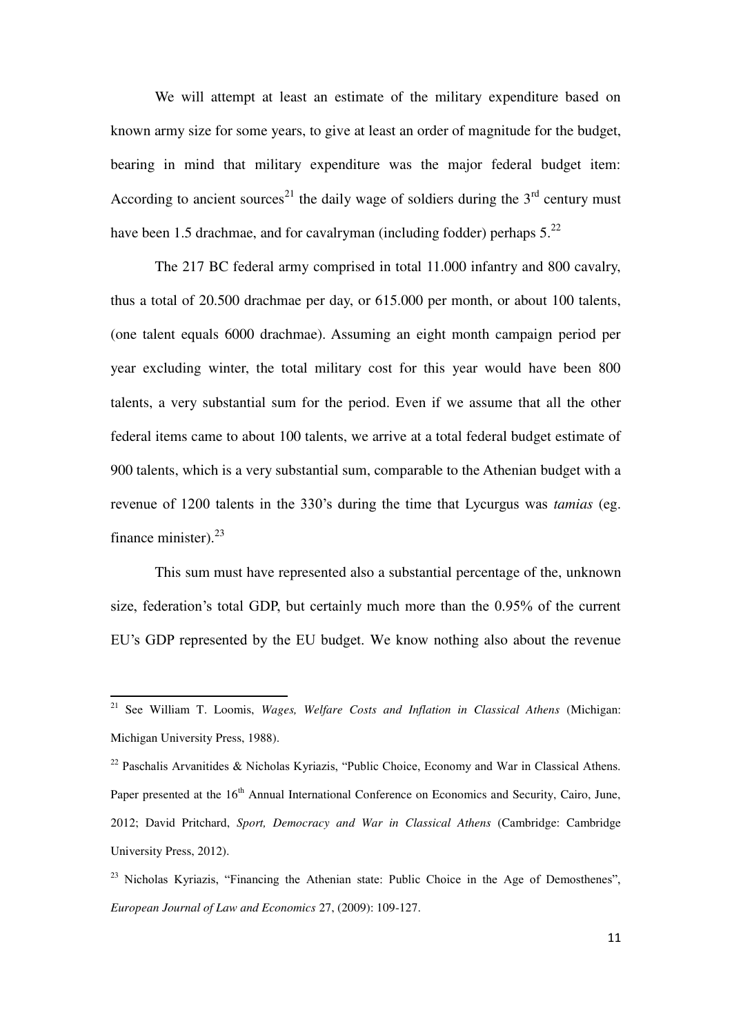We will attempt at least an estimate of the military expenditure based on known army size for some years, to give at least an order of magnitude for the budget, bearing in mind that military expenditure was the major federal budget item: According to ancient sources[21] the daily wage of soldiers during the 3rd century must have been 1.5 drachmae, and for cavalryman (including fodder) perhaps 5.[22]

The 217 BC federal army comprised in total 11.000 infantry and 800 cavalry, thus a total of 20.500 drachmae per day, or 615.000 per month, or about 100 talents, (one talent equals 6000 drachmae). Assuming an eight month campaign period per year excluding winter, the total military cost for this year would have been 800 talents, a very substantial sum for the period. Even if we assume that all the other federal items came to about 100 talents, we arrive at a total federal budget estimate of 900 talents, which is a very substantial sum, comparable to the Athenian budget with a revenue of 1200 talents in the 330's during the time that Lycurgus was *tamias* (eg. finance minister).[23]

This sum must have represented also a substantial percentage of the, unknown size, federation's total GDP, but certainly much more than the 0.95% of the current EU's GDP represented by the EU budget. We know nothing also about the revenue

---

[21] See William T. Loomis, *Wages, Welfare Costs and Inflation in Classical Athens* (Michigan: Michigan University Press, 1988).

[22] Paschalis Arvanitides & Nicholas Kyriazis, "Public Choice, Economy and War in Classical Athens. Paper presented at the 16th Annual International Conference on Economics and Security, Cairo, June, 2012; David Pritchard, *Sport, Democracy and War in Classical Athens* (Cambridge: Cambridge University Press, 2012).

[23] Nicholas Kyriazis, "Financing the Athenian state: Public Choice in the Age of Demosthenes", *European Journal of Law and Economics* 27, (2009): 109-127.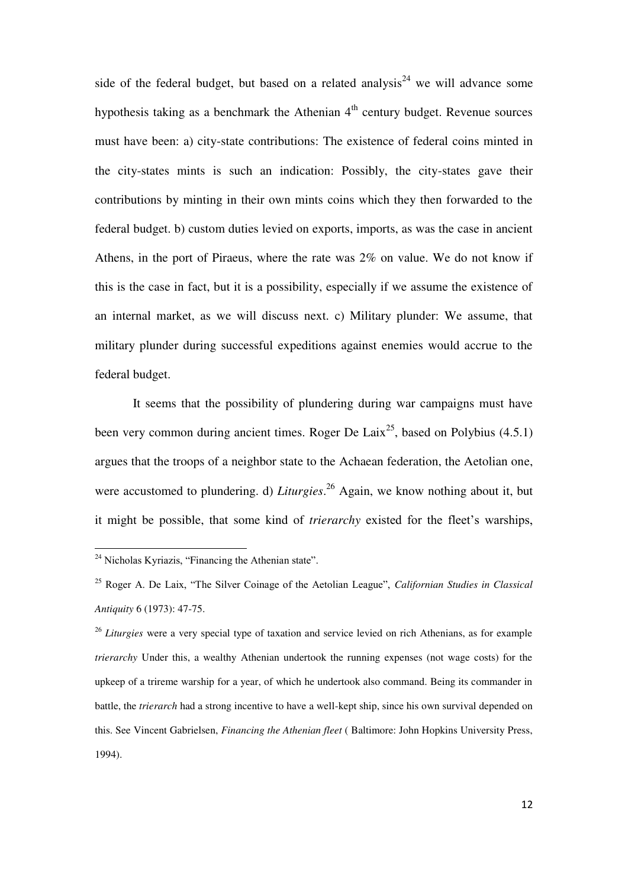side of the federal budget, but based on a related analysis[24] we will advance some hypothesis taking as a benchmark the Athenian 4th century budget. Revenue sources must have been: a) city-state contributions: The existence of federal coins minted in the city-states mints is such an indication: Possibly, the city-states gave their contributions by minting in their own mints coins which they then forwarded to the federal budget. b) custom duties levied on exports, imports, as was the case in ancient Athens, in the port of Piraeus, where the rate was 2% on value. We do not know if this is the case in fact, but it is a possibility, especially if we assume the existence of an internal market, as we will discuss next. c) Military plunder: We assume, that military plunder during successful expeditions against enemies would accrue to the federal budget.

It seems that the possibility of plundering during war campaigns must have been very common during ancient times. Roger De Laix[25], based on Polybius (4.5.1) argues that the troops of a neighbor state to the Achaean federation, the Aetolian one, were accustomed to plundering. d) *Liturgies*.[26] Again, we know nothing about it, but it might be possible, that some kind of *trierarchy* existed for the fleet's warships,

---

[24] Nicholas Kyriazis, "Financing the Athenian state".

[25] Roger A. De Laix, "The Silver Coinage of the Aetolian League", *Californian Studies in Classical Antiquity* 6 (1973): 47-75.

[26] *Liturgies* were a very special type of taxation and service levied on rich Athenians, as for example *trierarchy* Under this, a wealthy Athenian undertook the running expenses (not wage costs) for the upkeep of a trireme warship for a year, of which he undertook also command. Being its commander in battle, the *trierarch* had a strong incentive to have a well-kept ship, since his own survival depended on this. See Vincent Gabrielsen, *Financing the Athenian fleet* ( Baltimore: John Hopkins University Press, 1994).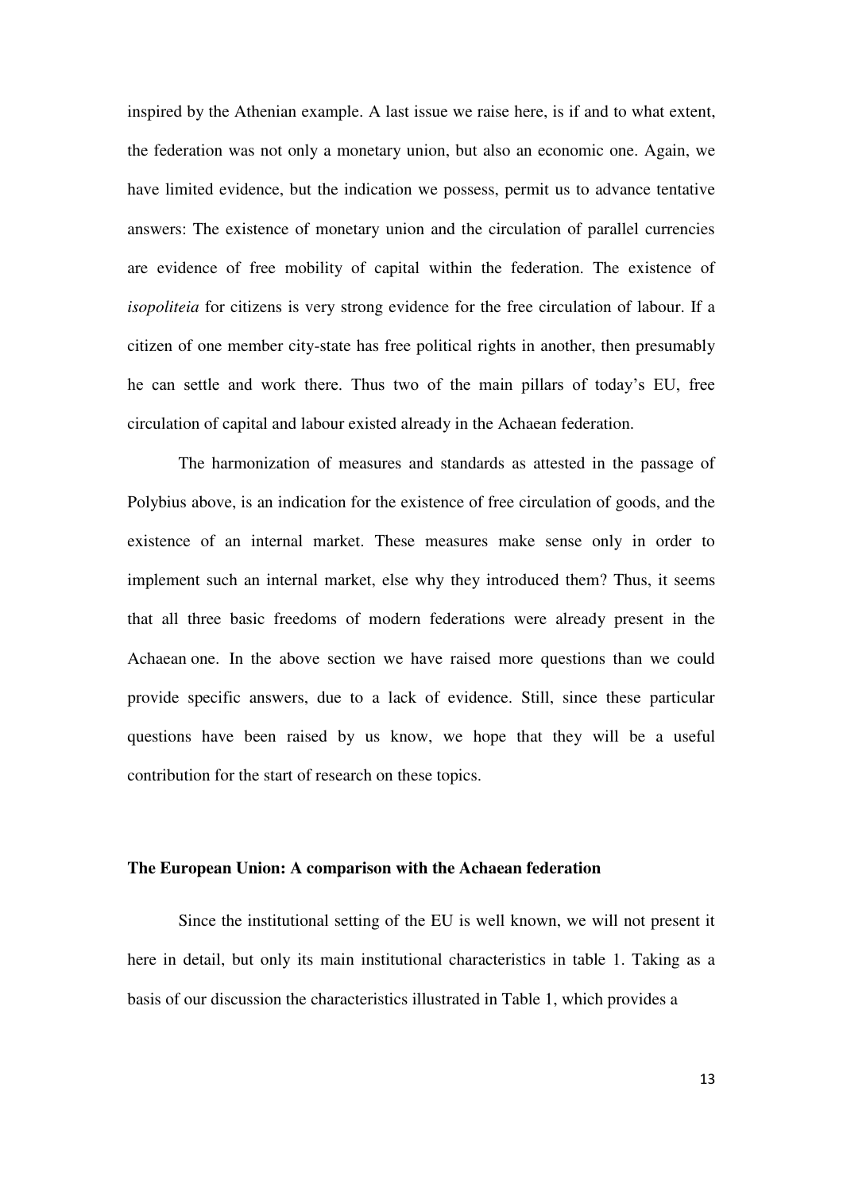inspired by the Athenian example. A last issue we raise here, is if and to what extent, the federation was not only a monetary union, but also an economic one. Again, we have limited evidence, but the indication we possess, permit us to advance tentative answers: The existence of monetary union and the circulation of parallel currencies are evidence of free mobility of capital within the federation. The existence of *isopoliteia* for citizens is very strong evidence for the free circulation of labour. If a citizen of one member city-state has free political rights in another, then presumably he can settle and work there. Thus two of the main pillars of today's EU, free circulation of capital and labour existed already in the Achaean federation.

The harmonization of measures and standards as attested in the passage of Polybius above, is an indication for the existence of free circulation of goods, and the existence of an internal market. These measures make sense only in order to implement such an internal market, else why they introduced them? Thus, it seems that all three basic freedoms of modern federations were already present in the Achaean one. In the above section we have raised more questions than we could provide specific answers, due to a lack of evidence. Still, since these particular questions have been raised by us know, we hope that they will be a useful contribution for the start of research on these topics.

## The European Union: A comparison with the Achaean federation

Since the institutional setting of the EU is well known, we will not present it here in detail, but only its main institutional characteristics in table 1. Taking as a basis of our discussion the characteristics illustrated in Table 1, which provides a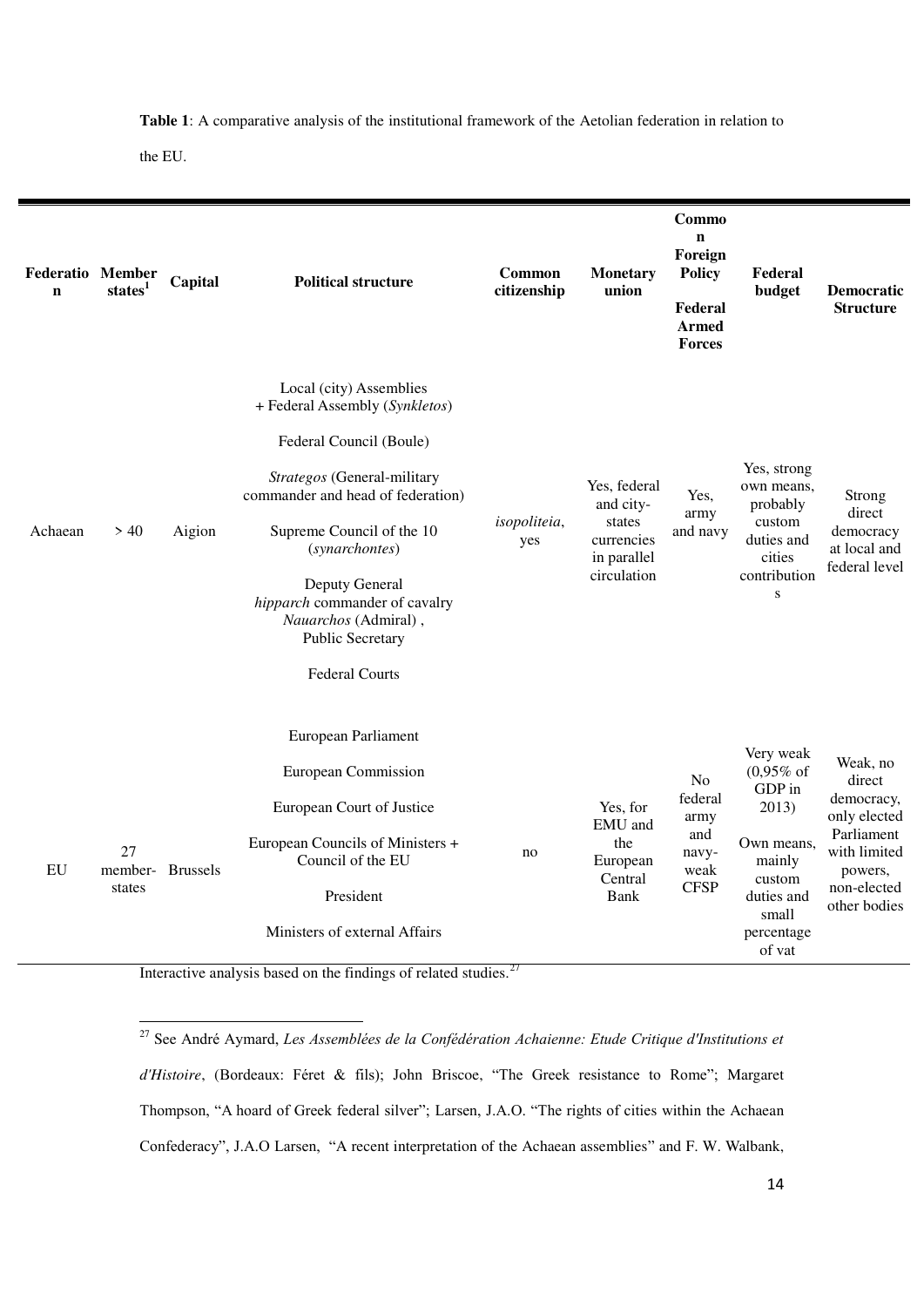**Table 1**: A comparative analysis of the institutional framework of the Aetolian federation in relation to the EU.

| Federation | Member states[1] | Capital | Political structure | Common citizenship | Monetary union | Common Foreign Policy Federal Armed Forces | Federal budget | Democratic Structure |
|---|---|---|---|---|---|---|---|---|
| Achaean | > 40 | Aigion | Local (city) Assemblies + Federal Assembly (*Synkletos*)<br><br>Federal Council (Boule)<br><br>*Strategos* (General-military commander and head of federation)<br><br>Supreme Council of the 10 (*synarchontes*)<br><br>Deputy General *hipparch* commander of cavalry *Nauarchos* (Admiral) , Public Secretary<br><br>Federal Courts | *isopoliteia*, yes | Yes, federal and city-states currencies in parallel circulation | Yes, army and navy | Yes, strong own means, probably custom duties and cities contributions | Strong direct democracy at local and federal level |
| EU | 27 member-states | Brussels | European Parliament<br><br>European Commission<br><br>European Court of Justice<br><br>European Councils of Ministers + Council of the EU<br><br>President<br><br>Ministers of external Affairs | no | Yes, for EMU and the European Central Bank | No federal army and navy-weak CFSP | Very weak (0,95% of GDP in 2013)<br><br>Own means, mainly custom duties and small percentage of vat | Weak, no direct democracy, only elected Parliament with limited powers, non-elected other bodies |

Interactive analysis based on the findings of related studies.[27]

---

[27] See André Aymard, *Les Assemblées de la Confédération Achaienne: Etude Critique d'Institutions et d'Histoire*, (Bordeaux: Féret & fils); John Briscoe, "The Greek resistance to Rome"; Margaret Thompson, "A hoard of Greek federal silver"; Larsen, J.A.O. "The rights of cities within the Achaean Confederacy", J.A.O Larsen, "A recent interpretation of the Achaean assemblies" and F. W. Walbank,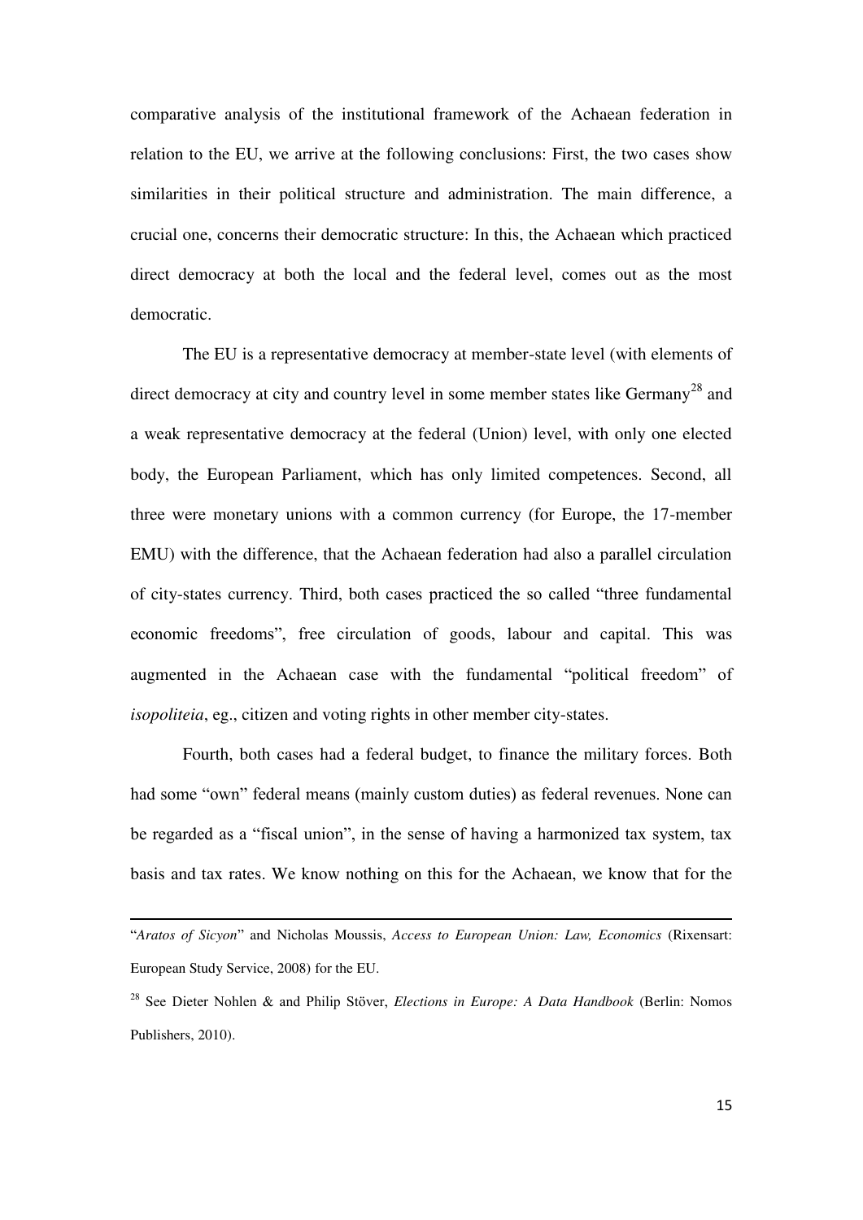comparative analysis of the institutional framework of the Achaean federation in relation to the EU, we arrive at the following conclusions: First, the two cases show similarities in their political structure and administration. The main difference, a crucial one, concerns their democratic structure: In this, the Achaean which practiced direct democracy at both the local and the federal level, comes out as the most democratic.

The EU is a representative democracy at member-state level (with elements of direct democracy at city and country level in some member states like Germany[28] and a weak representative democracy at the federal (Union) level, with only one elected body, the European Parliament, which has only limited competences. Second, all three were monetary unions with a common currency (for Europe, the 17-member EMU) with the difference, that the Achaean federation had also a parallel circulation of city-states currency. Third, both cases practiced the so called "three fundamental economic freedoms", free circulation of goods, labour and capital. This was augmented in the Achaean case with the fundamental "political freedom" of *isopoliteia*, eg., citizen and voting rights in other member city-states.

Fourth, both cases had a federal budget, to finance the military forces. Both had some "own" federal means (mainly custom duties) as federal revenues. None can be regarded as a "fiscal union", in the sense of having a harmonized tax system, tax basis and tax rates. We know nothing on this for the Achaean, we know that for the

---

"*Aratos of Sicyon*" and Nicholas Moussis, *Access to European Union: Law, Economics* (Rixensart: European Study Service, 2008) for the EU.

[28] See Dieter Nohlen & and Philip Stöver, *Elections in Europe: A Data Handbook* (Berlin: Nomos Publishers, 2010).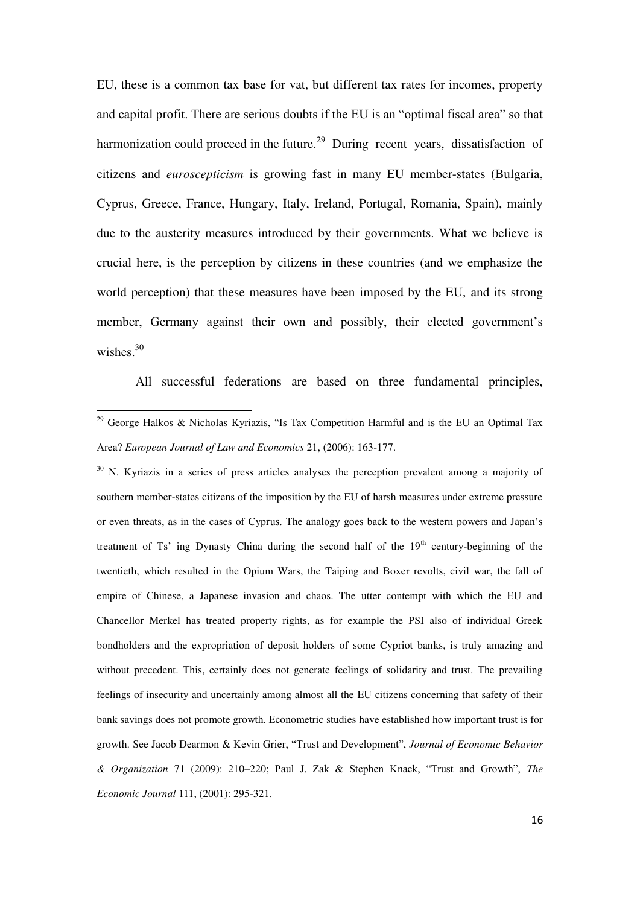EU, these is a common tax base for vat, but different tax rates for incomes, property and capital profit. There are serious doubts if the EU is an "optimal fiscal area" so that harmonization could proceed in the future.[29] During recent years, dissatisfaction of citizens and *euroscepticism* is growing fast in many EU member-states (Bulgaria, Cyprus, Greece, France, Hungary, Italy, Ireland, Portugal, Romania, Spain), mainly due to the austerity measures introduced by their governments. What we believe is crucial here, is the perception by citizens in these countries (and we emphasize the world perception) that these measures have been imposed by the EU, and its strong member, Germany against their own and possibly, their elected government's wishes.[30]

All successful federations are based on three fundamental principles,

---

[29] George Halkos & Nicholas Kyriazis, "Is Tax Competition Harmful and is the EU an Optimal Tax Area? *European Journal of Law and Economics* 21, (2006): 163-177.

[30] N. Kyriazis in a series of press articles analyses the perception prevalent among a majority of southern member-states citizens of the imposition by the EU of harsh measures under extreme pressure or even threats, as in the cases of Cyprus. The analogy goes back to the western powers and Japan's treatment of Ts' ing Dynasty China during the second half of the 19th century-beginning of the twentieth, which resulted in the Opium Wars, the Taiping and Boxer revolts, civil war, the fall of empire of Chinese, a Japanese invasion and chaos. The utter contempt with which the EU and Chancellor Merkel has treated property rights, as for example the PSI also of individual Greek bondholders and the expropriation of deposit holders of some Cypriot banks, is truly amazing and without precedent. This, certainly does not generate feelings of solidarity and trust. The prevailing feelings of insecurity and uncertainly among almost all the EU citizens concerning that safety of their bank savings does not promote growth. Econometric studies have established how important trust is for growth. See Jacob Dearmon & Kevin Grier, "Trust and Development", *Journal of Economic Behavior & Organization* 71 (2009): 210–220; Paul J. Zak & Stephen Knack, "Trust and Growth", *The Economic Journal* 111, (2001): 295-321.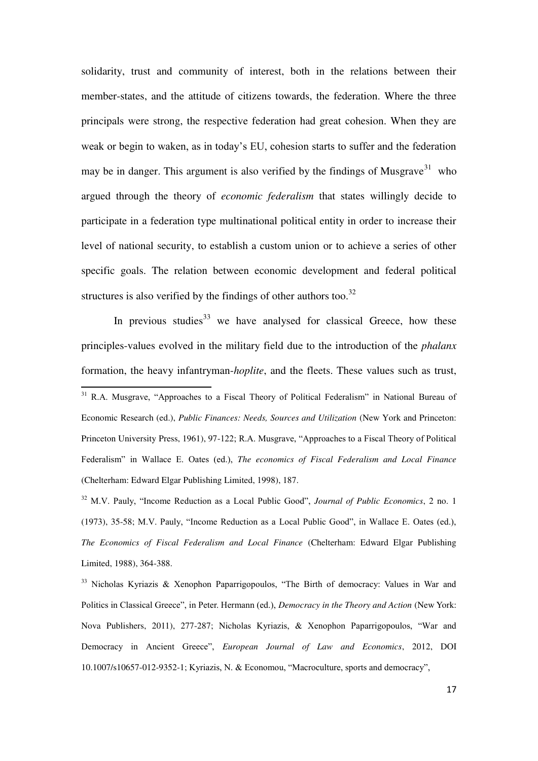solidarity, trust and community of interest, both in the relations between their member-states, and the attitude of citizens towards, the federation. Where the three principals were strong, the respective federation had great cohesion. When they are weak or begin to waken, as in today's EU, cohesion starts to suffer and the federation may be in danger. This argument is also verified by the findings of Musgrave[31] who argued through the theory of *economic federalism* that states willingly decide to participate in a federation type multinational political entity in order to increase their level of national security, to establish a custom union or to achieve a series of other specific goals. The relation between economic development and federal political structures is also verified by the findings of other authors too.[32]

In previous studies[33] we have analysed for classical Greece, how these principles-values evolved in the military field due to the introduction of the *phalanx* formation, the heavy infantryman-*hoplite*, and the fleets. These values such as trust,

---

[31] R.A. Musgrave, "Approaches to a Fiscal Theory of Political Federalism" in National Bureau of Economic Research (ed.), *Public Finances: Needs, Sources and Utilization* (New York and Princeton: Princeton University Press, 1961), 97-122; R.A. Musgrave, "Approaches to a Fiscal Theory of Political Federalism" in Wallace E. Oates (ed.), *The economics of Fiscal Federalism and Local Finance* (Chelterham: Edward Elgar Publishing Limited, 1998), 187.

[32] M.V. Pauly, "Income Reduction as a Local Public Good", *Journal of Public Economics*, 2 no. 1 (1973), 35-58; M.V. Pauly, "Income Reduction as a Local Public Good", in Wallace E. Oates (ed.), *The Economics of Fiscal Federalism and Local Finance* (Chelterham: Edward Elgar Publishing Limited, 1988), 364-388.

[33] Nicholas Kyriazis & Xenophon Paparrigopoulos, "The Birth of democracy: Values in War and Politics in Classical Greece", in Peter. Hermann (ed.), *Democracy in the Theory and Action* (New York: Nova Publishers, 2011), 277-287; Nicholas Kyriazis, & Xenophon Paparrigopoulos, "War and Democracy in Ancient Greece", *European Journal of Law and Economics*, 2012, DOI 10.1007/s10657-012-9352-1; Kyriazis, N. & Economou, "Macroculture, sports and democracy",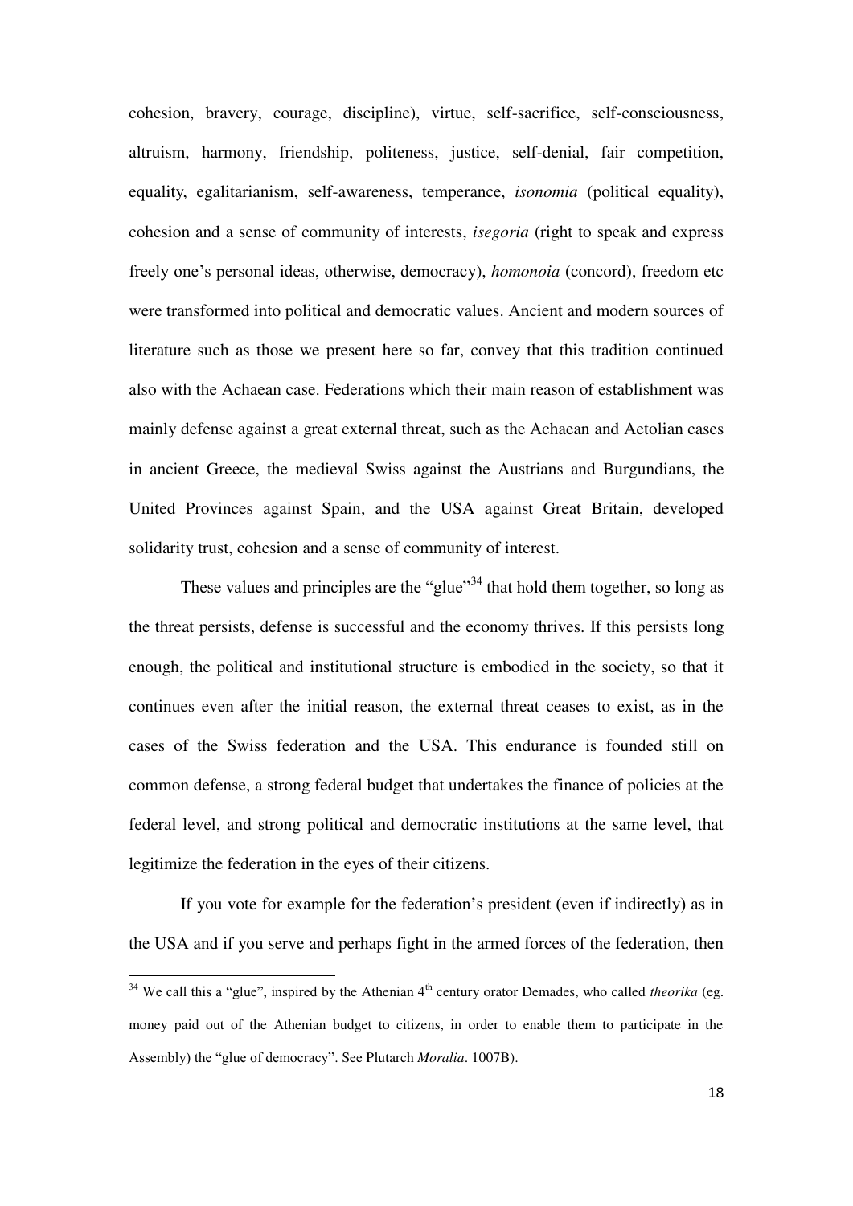cohesion, bravery, courage, discipline), virtue, self-sacrifice, self-consciousness, altruism, harmony, friendship, politeness, justice, self-denial, fair competition, equality, egalitarianism, self-awareness, temperance, *isonomia* (political equality), cohesion and a sense of community of interests, *isegoria* (right to speak and express freely one's personal ideas, otherwise, democracy), *homonoia* (concord), freedom etc were transformed into political and democratic values. Ancient and modern sources of literature such as those we present here so far, convey that this tradition continued also with the Achaean case. Federations which their main reason of establishment was mainly defense against a great external threat, such as the Achaean and Aetolian cases in ancient Greece, the medieval Swiss against the Austrians and Burgundians, the United Provinces against Spain, and the USA against Great Britain, developed solidarity trust, cohesion and a sense of community of interest.

These values and principles are the "glue"[34] that hold them together, so long as the threat persists, defense is successful and the economy thrives. If this persists long enough, the political and institutional structure is embodied in the society, so that it continues even after the initial reason, the external threat ceases to exist, as in the cases of the Swiss federation and the USA. This endurance is founded still on common defense, a strong federal budget that undertakes the finance of policies at the federal level, and strong political and democratic institutions at the same level, that legitimize the federation in the eyes of their citizens.

If you vote for example for the federation's president (even if indirectly) as in the USA and if you serve and perhaps fight in the armed forces of the federation, then

[34] We call this a "glue", inspired by the Athenian 4th century orator Demades, who called *theorika* (eg. money paid out of the Athenian budget to citizens, in order to enable them to participate in the Assembly) the "glue of democracy". See Plutarch *Moralia*. 1007B).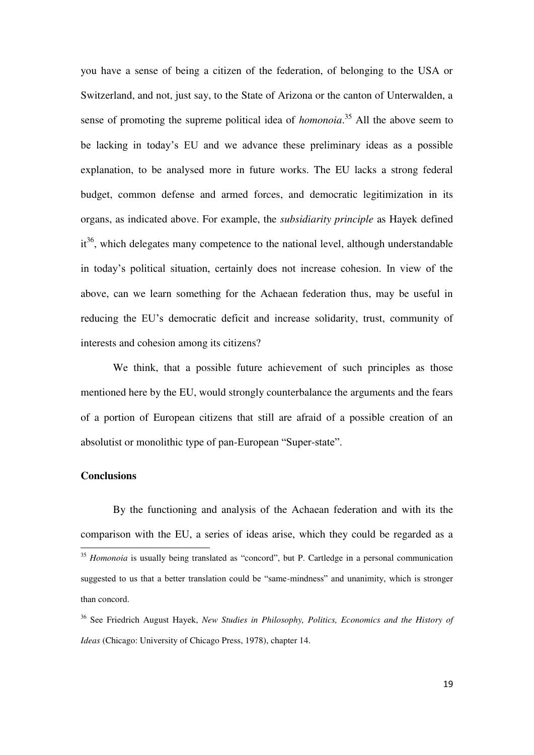you have a sense of being a citizen of the federation, of belonging to the USA or Switzerland, and not, just say, to the State of Arizona or the canton of Unterwalden, a sense of promoting the supreme political idea of *homonoia*.[35] All the above seem to be lacking in today's EU and we advance these preliminary ideas as a possible explanation, to be analysed more in future works. The EU lacks a strong federal budget, common defense and armed forces, and democratic legitimization in its organs, as indicated above. For example, the *subsidiarity principle* as Hayek defined it[36], which delegates many competence to the national level, although understandable in today's political situation, certainly does not increase cohesion. In view of the above, can we learn something for the Achaean federation thus, may be useful in reducing the EU's democratic deficit and increase solidarity, trust, community of interests and cohesion among its citizens?

We think, that a possible future achievement of such principles as those mentioned here by the EU, would strongly counterbalance the arguments and the fears of a portion of European citizens that still are afraid of a possible creation of an absolutist or monolithic type of pan-European "Super-state".

## Conclusions

By the functioning and analysis of the Achaean federation and with its the comparison with the EU, a series of ideas arise, which they could be regarded as a

---

[35] *Homonoia* is usually being translated as "concord", but P. Cartledge in a personal communication suggested to us that a better translation could be "same-mindness" and unanimity, which is stronger than concord.

[36] See Friedrich August Hayek, *New Studies in Philosophy, Politics, Economics and the History of Ideas* (Chicago: University of Chicago Press, 1978), chapter 14.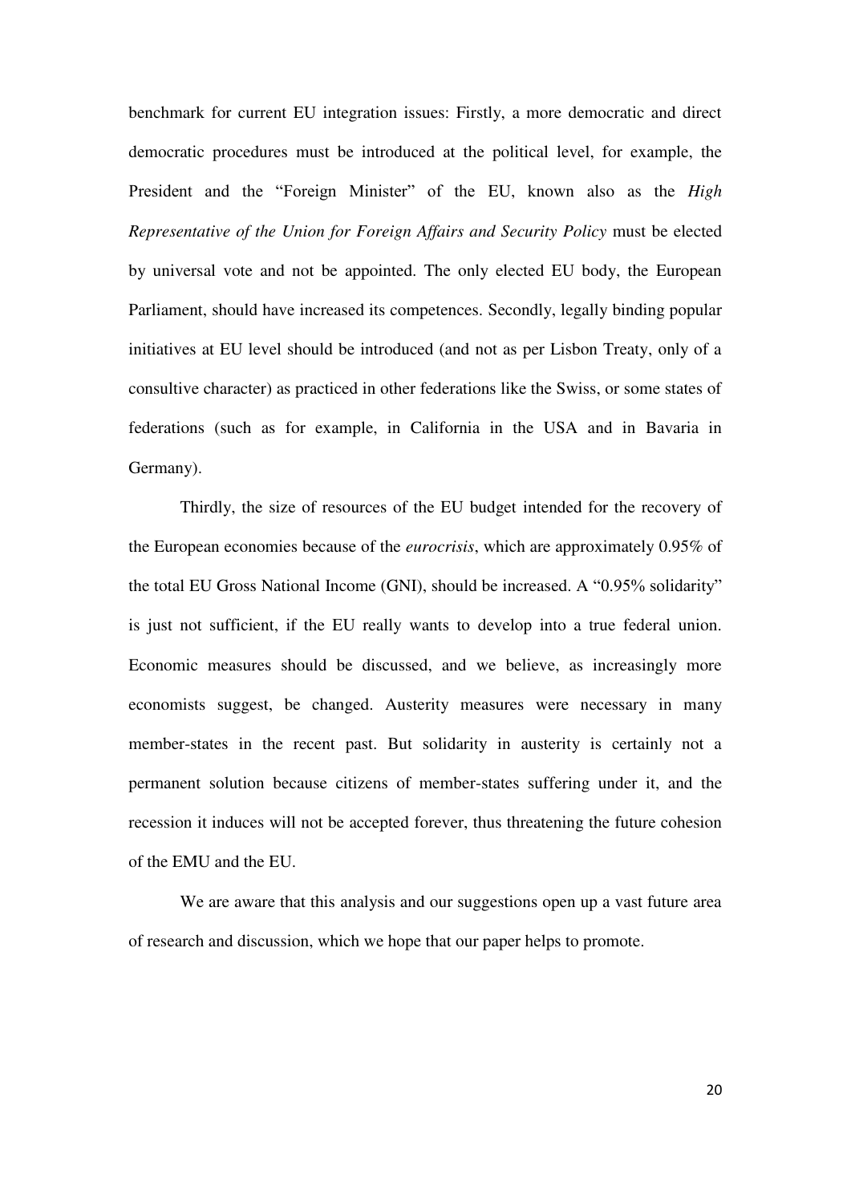benchmark for current EU integration issues: Firstly, a more democratic and direct democratic procedures must be introduced at the political level, for example, the President and the "Foreign Minister" of the EU, known also as the *High Representative of the Union for Foreign Affairs and Security Policy* must be elected by universal vote and not be appointed. The only elected EU body, the European Parliament, should have increased its competences. Secondly, legally binding popular initiatives at EU level should be introduced (and not as per Lisbon Treaty, only of a consultive character) as practiced in other federations like the Swiss, or some states of federations (such as for example, in California in the USA and in Bavaria in Germany).

Thirdly, the size of resources of the EU budget intended for the recovery of the European economies because of the *eurocrisis*, which are approximately 0.95% of the total EU Gross National Income (GNI), should be increased. A "0.95% solidarity" is just not sufficient, if the EU really wants to develop into a true federal union. Economic measures should be discussed, and we believe, as increasingly more economists suggest, be changed. Austerity measures were necessary in many member-states in the recent past. But solidarity in austerity is certainly not a permanent solution because citizens of member-states suffering under it, and the recession it induces will not be accepted forever, thus threatening the future cohesion of the EMU and the EU.

We are aware that this analysis and our suggestions open up a vast future area of research and discussion, which we hope that our paper helps to promote.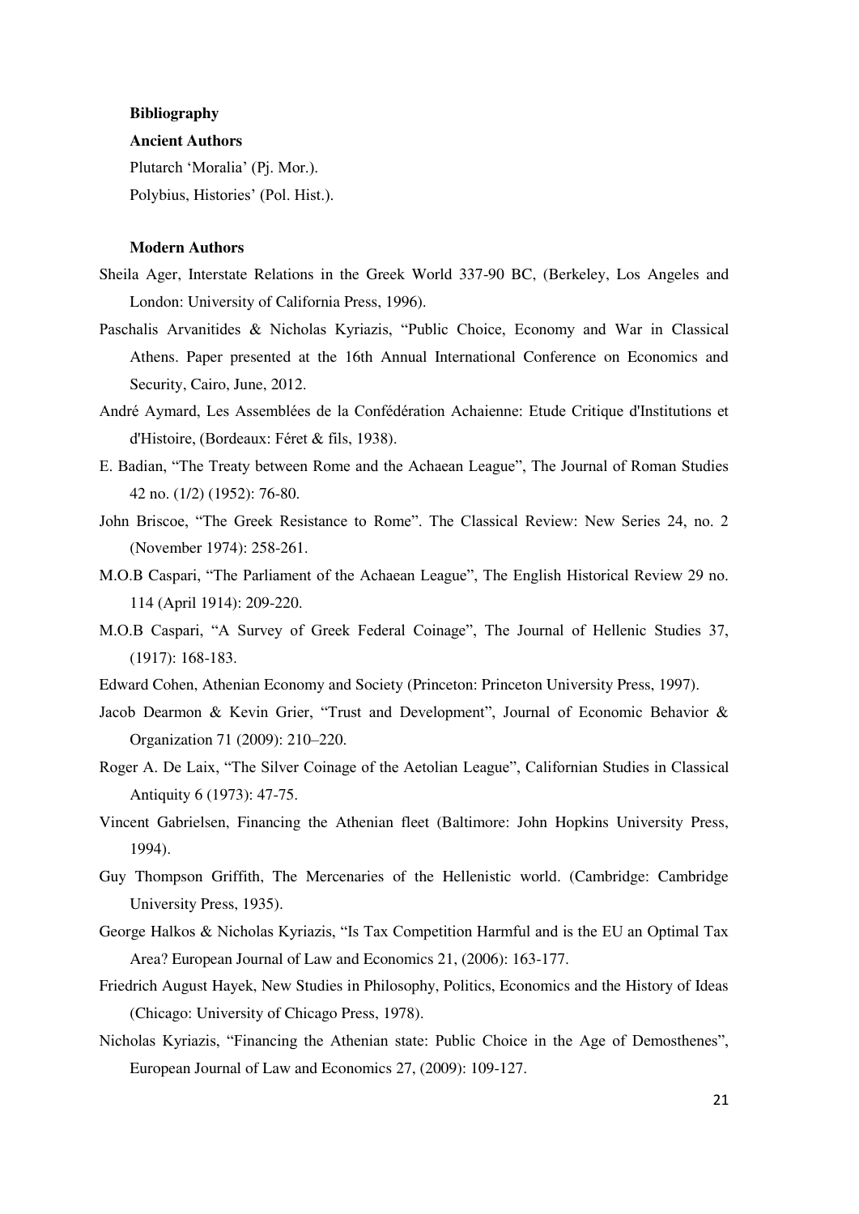**Bibliography**

**Ancient Authors**

Plutarch 'Moralia' (Pj. Mor.).

Polybius, Histories' (Pol. Hist.).

**Modern Authors**

Sheila Ager, Interstate Relations in the Greek World 337-90 BC, (Berkeley, Los Angeles and London: University of California Press, 1996).

Paschalis Arvanitides & Nicholas Kyriazis, "Public Choice, Economy and War in Classical Athens. Paper presented at the 16th Annual International Conference on Economics and Security, Cairo, June, 2012.

André Aymard, Les Assemblées de la Confédération Achaienne: Etude Critique d'Institutions et d'Histoire, (Bordeaux: Féret & fils, 1938).

E. Badian, "The Treaty between Rome and the Achaean League", The Journal of Roman Studies 42 no. (1/2) (1952): 76-80.

John Briscoe, "The Greek Resistance to Rome". The Classical Review: New Series 24, no. 2 (November 1974): 258-261.

M.O.B Caspari, "The Parliament of the Achaean League", The English Historical Review 29 no. 114 (April 1914): 209-220.

M.O.B Caspari, "A Survey of Greek Federal Coinage", The Journal of Hellenic Studies 37, (1917): 168-183.

Edward Cohen, Athenian Economy and Society (Princeton: Princeton University Press, 1997).

Jacob Dearmon & Kevin Grier, "Trust and Development", Journal of Economic Behavior & Organization 71 (2009): 210–220.

Roger A. De Laix, "The Silver Coinage of the Aetolian League", Californian Studies in Classical Antiquity 6 (1973): 47-75.

Vincent Gabrielsen, Financing the Athenian fleet (Baltimore: John Hopkins University Press, 1994).

Guy Thompson Griffith, The Mercenaries of the Hellenistic world. (Cambridge: Cambridge University Press, 1935).

George Halkos & Nicholas Kyriazis, "Is Tax Competition Harmful and is the EU an Optimal Tax Area? European Journal of Law and Economics 21, (2006): 163-177.

Friedrich August Hayek, New Studies in Philosophy, Politics, Economics and the History of Ideas (Chicago: University of Chicago Press, 1978).

Nicholas Kyriazis, "Financing the Athenian state: Public Choice in the Age of Demosthenes", European Journal of Law and Economics 27, (2009): 109-127.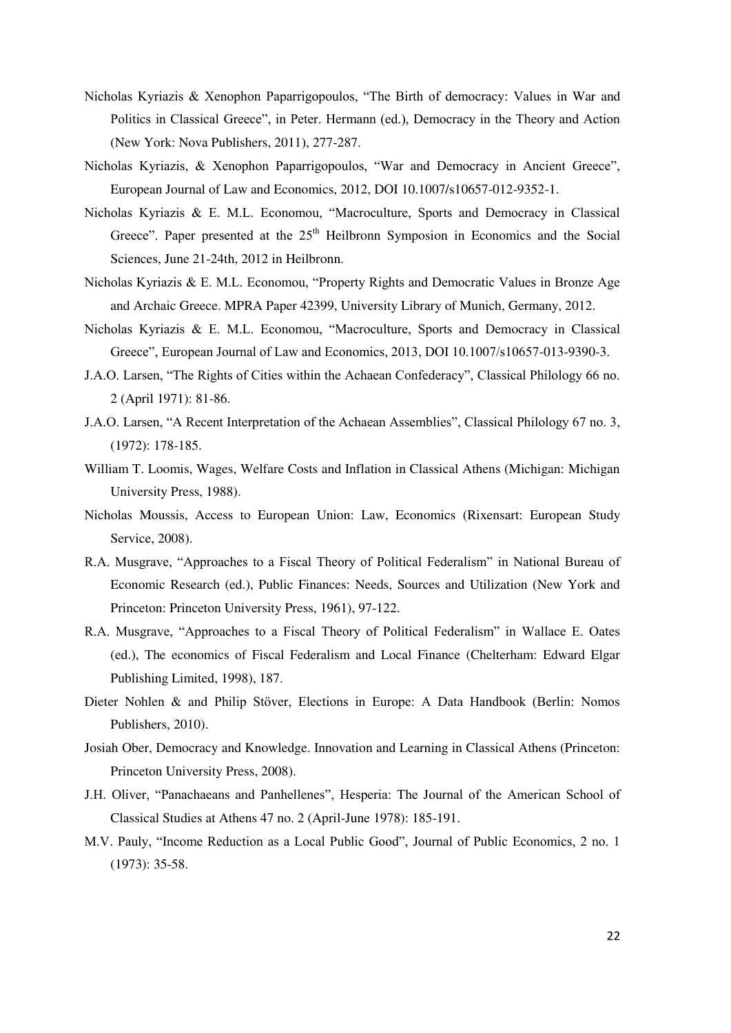Nicholas Kyriazis & Xenophon Paparrigopoulos, "The Birth of democracy: Values in War and Politics in Classical Greece", in Peter. Hermann (ed.), Democracy in the Theory and Action (New York: Nova Publishers, 2011), 277-287.

Nicholas Kyriazis, & Xenophon Paparrigopoulos, "War and Democracy in Ancient Greece", European Journal of Law and Economics, 2012, DOI 10.1007/s10657-012-9352-1.

Nicholas Kyriazis & E. M.L. Economou, "Macroculture, Sports and Democracy in Classical Greece". Paper presented at the 25th Heilbronn Symposion in Economics and the Social Sciences, June 21-24th, 2012 in Heilbronn.

Nicholas Kyriazis & E. M.L. Economou, "Property Rights and Democratic Values in Bronze Age and Archaic Greece. MPRA Paper 42399, University Library of Munich, Germany, 2012.

Nicholas Kyriazis & E. M.L. Economou, "Macroculture, Sports and Democracy in Classical Greece", European Journal of Law and Economics, 2013, DOI 10.1007/s10657-013-9390-3.

J.A.O. Larsen, "The Rights of Cities within the Achaean Confederacy", Classical Philology 66 no. 2 (April 1971): 81-86.

J.A.O. Larsen, "A Recent Interpretation of the Achaean Assemblies", Classical Philology 67 no. 3, (1972): 178-185.

William T. Loomis, Wages, Welfare Costs and Inflation in Classical Athens (Michigan: Michigan University Press, 1988).

Nicholas Moussis, Access to European Union: Law, Economics (Rixensart: European Study Service, 2008).

R.A. Musgrave, "Approaches to a Fiscal Theory of Political Federalism" in National Bureau of Economic Research (ed.), Public Finances: Needs, Sources and Utilization (New York and Princeton: Princeton University Press, 1961), 97-122.

R.A. Musgrave, "Approaches to a Fiscal Theory of Political Federalism" in Wallace E. Oates (ed.), The economics of Fiscal Federalism and Local Finance (Chelterham: Edward Elgar Publishing Limited, 1998), 187.

Dieter Nohlen & and Philip Stöver, Elections in Europe: A Data Handbook (Berlin: Nomos Publishers, 2010).

Josiah Ober, Democracy and Knowledge. Innovation and Learning in Classical Athens (Princeton: Princeton University Press, 2008).

J.H. Oliver, "Panachaeans and Panhellenes", Hesperia: The Journal of the American School of Classical Studies at Athens 47 no. 2 (April-June 1978): 185-191.

M.V. Pauly, "Income Reduction as a Local Public Good", Journal of Public Economics, 2 no. 1 (1973): 35-58.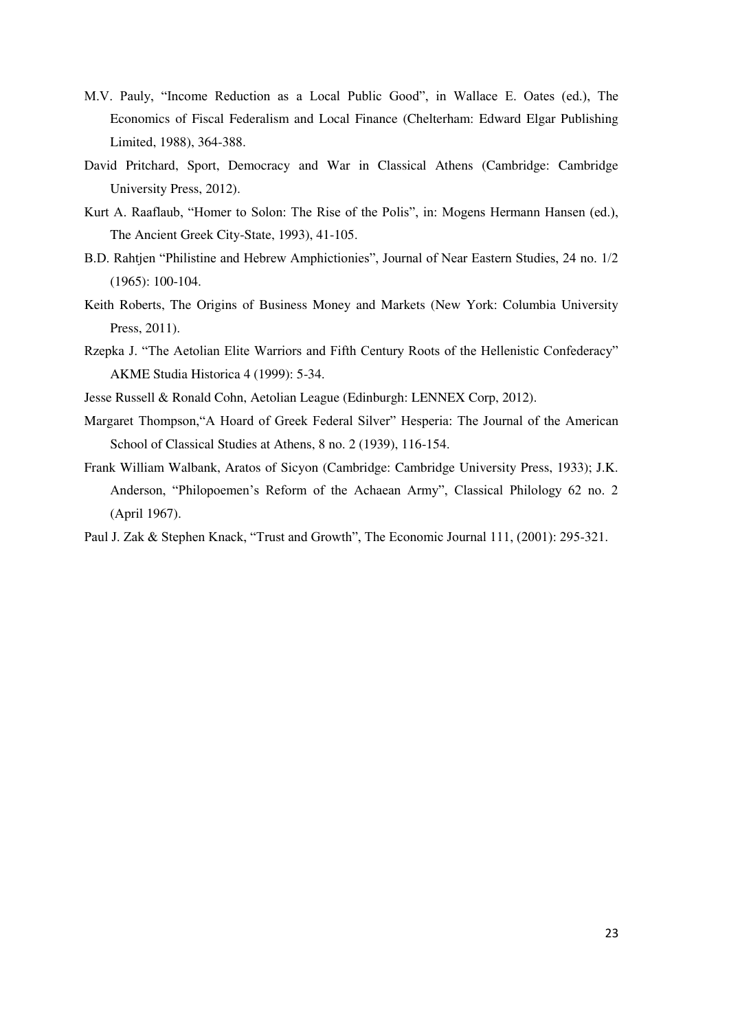M.V. Pauly, "Income Reduction as a Local Public Good", in Wallace E. Oates (ed.), The Economics of Fiscal Federalism and Local Finance (Chelterham: Edward Elgar Publishing Limited, 1988), 364-388.

David Pritchard, Sport, Democracy and War in Classical Athens (Cambridge: Cambridge University Press, 2012).

Kurt A. Raaflaub, "Homer to Solon: The Rise of the Polis", in: Mogens Hermann Hansen (ed.), The Ancient Greek City-State, 1993), 41-105.

B.D. Rahtjen "Philistine and Hebrew Amphictionies", Journal of Near Eastern Studies, 24 no. 1/2 (1965): 100-104.

Keith Roberts, The Origins of Business Money and Markets (New York: Columbia University Press, 2011).

Rzepka J. "The Aetolian Elite Warriors and Fifth Century Roots of the Hellenistic Confederacy" AKME Studia Historica 4 (1999): 5-34.

Jesse Russell & Ronald Cohn, Aetolian League (Edinburgh: LENNEX Corp, 2012).

Margaret Thompson,"A Hoard of Greek Federal Silver" Hesperia: The Journal of the American School of Classical Studies at Athens, 8 no. 2 (1939), 116-154.

Frank William Walbank, Aratos of Sicyon (Cambridge: Cambridge University Press, 1933); J.K. Anderson, "Philopoemen's Reform of the Achaean Army", Classical Philology 62 no. 2 (April 1967).

Paul J. Zak & Stephen Knack, "Trust and Growth", The Economic Journal 111, (2001): 295-321.